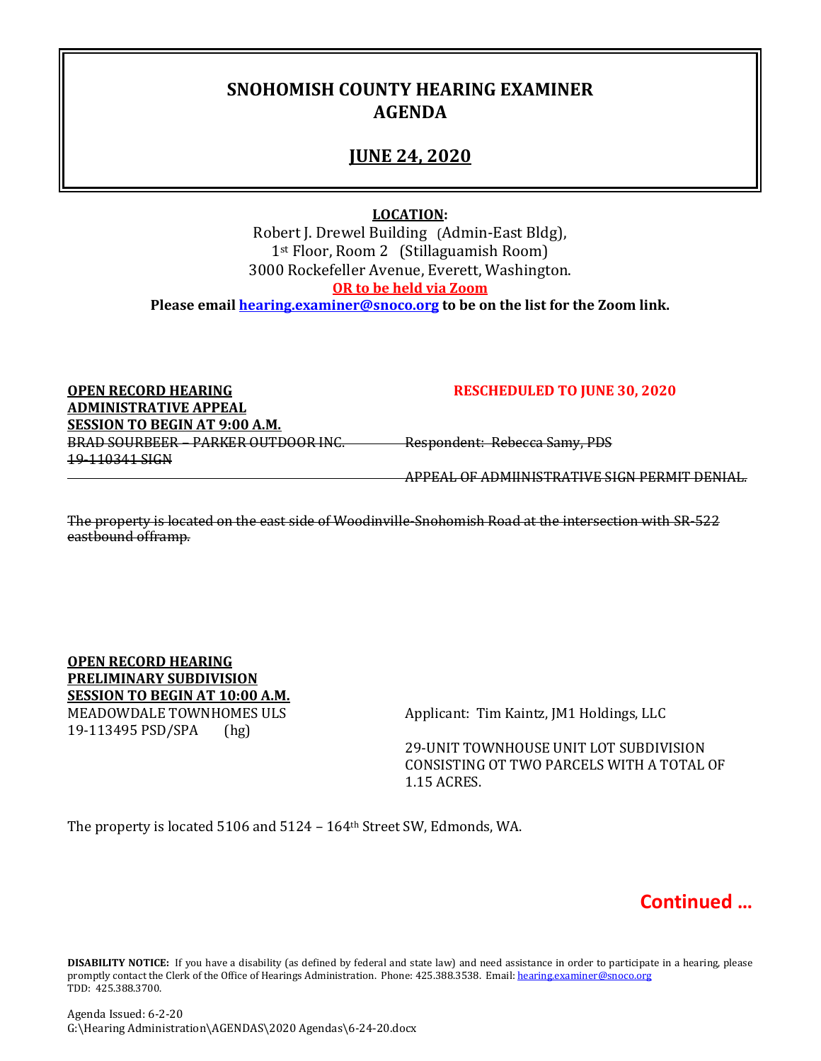# SNOHOMISH COUNTY HEARING EXAMINER AGENDA

## JUNE 24, 2020

**LOCATION:**

Robert J. Drewel Building (Admin-East Bldg),
1st Floor, Room 2 (Stillaguamish Room)
3000 Rockefeller Avenue, Everett, Washington.
**OR to be held via Zoom**
**Please email hearing.examiner@snoco.org to be on the list for the Zoom link.**

**OPEN RECORD HEARING**
**ADMINISTRATIVE APPEAL**
**SESSION TO BEGIN AT 9:00 A.M.**

**RESCHEDULED TO JUNE 30, 2020**

~~BRAD SOURBEER – PARKER OUTDOOR INC.~~ ~~Respondent: Rebecca Samy, PDS~~
~~19-110341 SIGN~~

~~APPEAL OF ADMIINISTRATIVE SIGN PERMIT DENIAL.~~

~~The property is located on the east side of Woodinville-Snohomish Road at the intersection with SR-522 eastbound offramp.~~

**OPEN RECORD HEARING**
**PRELIMINARY SUBDIVISION**
**SESSION TO BEGIN AT 10:00 A.M.**

MEADOWDALE TOWNHOMES ULS — Applicant: Tim Kaintz, JM1 Holdings, LLC
19-113495 PSD/SPA (hg)

29-UNIT TOWNHOUSE UNIT LOT SUBDIVISION CONSISTING OT TWO PARCELS WITH A TOTAL OF 1.15 ACRES.

The property is located 5106 and 5124 – 164th Street SW, Edmonds, WA.

**Continued …**

**DISABILITY NOTICE:** If you have a disability (as defined by federal and state law) and need assistance in order to participate in a hearing, please promptly contact the Clerk of the Office of Hearings Administration. Phone: 425.388.3538. Email: hearing.examiner@snoco.org
TDD: 425.388.3700.

Agenda Issued: 6-2-20
G:\Hearing Administration\AGENDAS\2020 Agendas\6-24-20.docx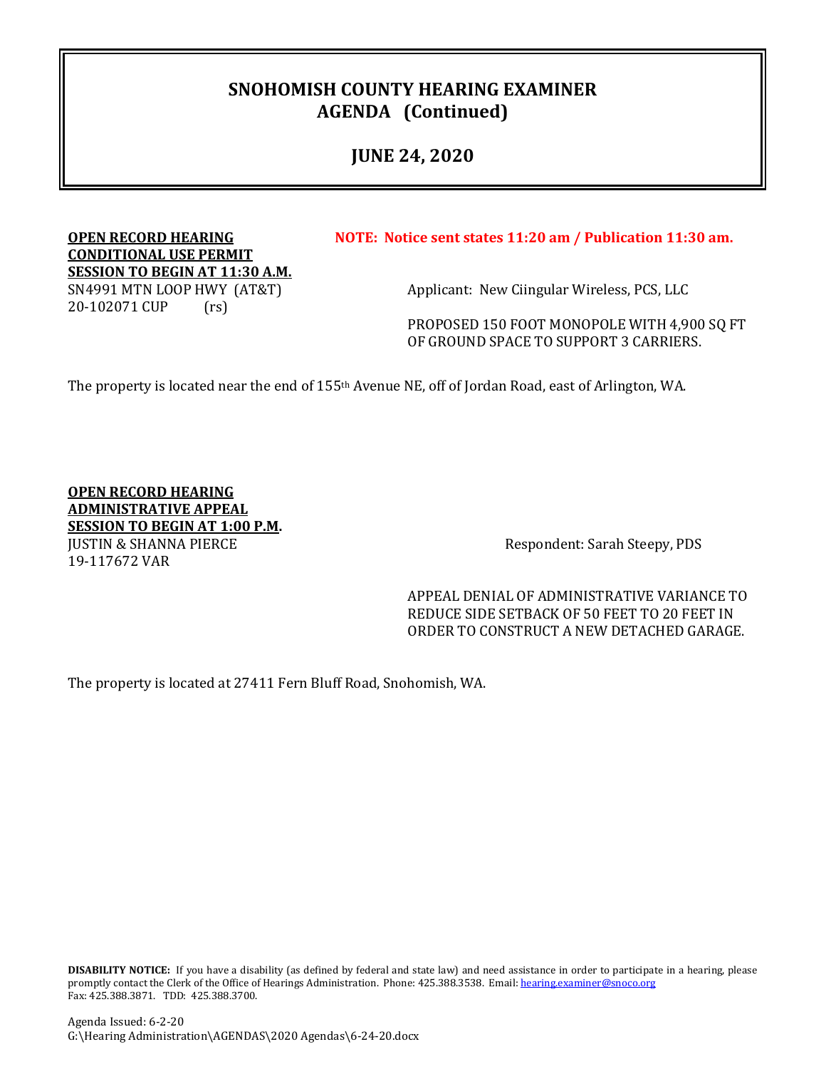# SNOHOMISH COUNTY HEARING EXAMINER
# AGENDA (Continued)

## JUNE 24, 2020

**OPEN RECORD HEARING**
**CONDITIONAL USE PERMIT**
**SESSION TO BEGIN AT 11:30 A.M.**

**NOTE: Notice sent states 11:20 am / Publication 11:30 am.**

SN4991 MTN LOOP HWY (AT&T)
20-102071 CUP (rs)

Applicant: New Ciingular Wireless, PCS, LLC

PROPOSED 150 FOOT MONOPOLE WITH 4,900 SQ FT OF GROUND SPACE TO SUPPORT 3 CARRIERS.

The property is located near the end of 155th Avenue NE, off of Jordan Road, east of Arlington, WA.

**OPEN RECORD HEARING**
**ADMINISTRATIVE APPEAL**
**SESSION TO BEGIN AT 1:00 P.M.**

JUSTIN & SHANNA PIERCE
19-117672 VAR

Respondent: Sarah Steepy, PDS

APPEAL DENIAL OF ADMINISTRATIVE VARIANCE TO REDUCE SIDE SETBACK OF 50 FEET TO 20 FEET IN ORDER TO CONSTRUCT A NEW DETACHED GARAGE.

The property is located at 27411 Fern Bluff Road, Snohomish, WA.

**DISABILITY NOTICE:** If you have a disability (as defined by federal and state law) and need assistance in order to participate in a hearing, please promptly contact the Clerk of the Office of Hearings Administration. Phone: 425.388.3538. Email: hearing.examiner@snoco.org Fax: 425.388.3871. TDD: 425.388.3700.

Agenda Issued: 6-2-20
G:\Hearing Administration\AGENDAS\2020 Agendas\6-24-20.docx